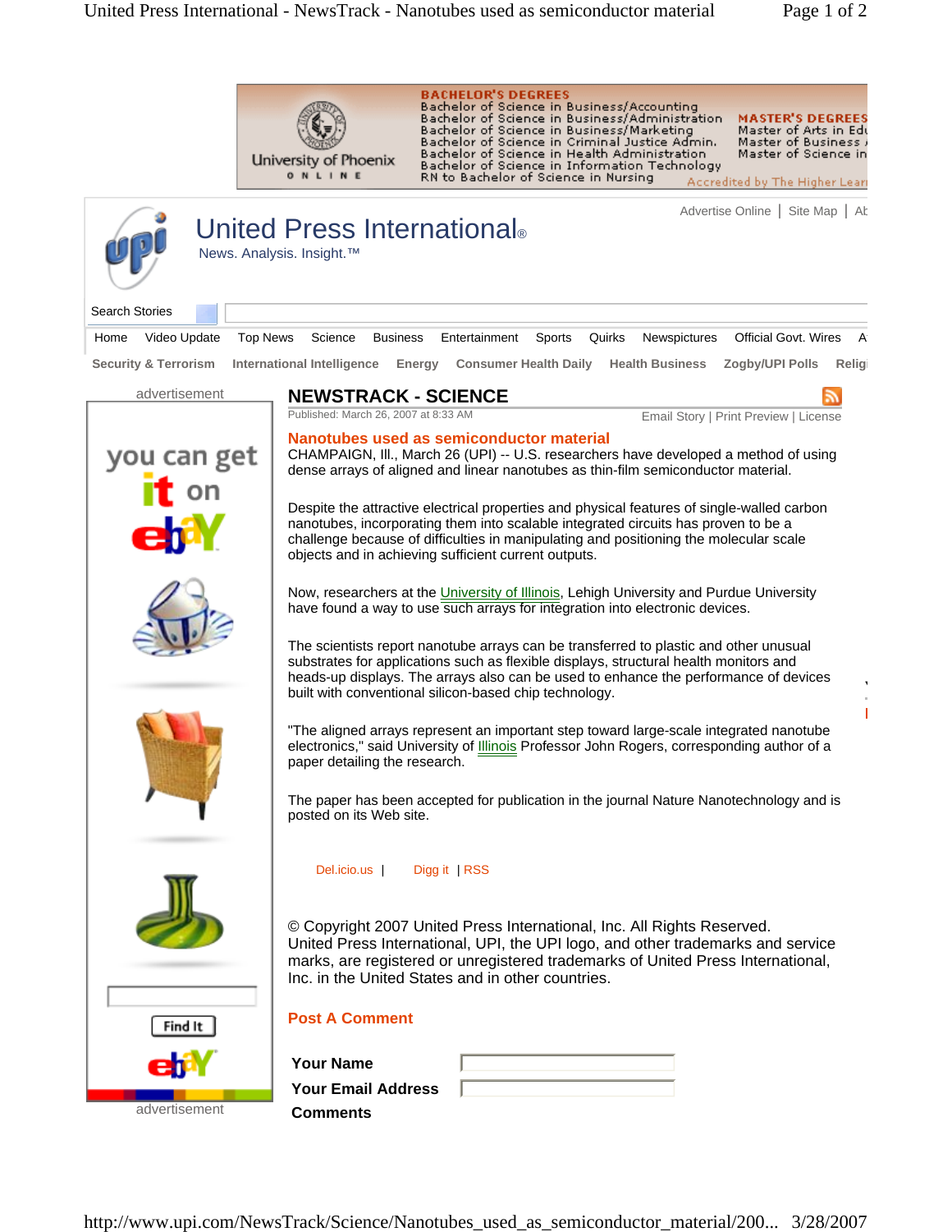# United Press International

News. Analysis. Insight.™

## NEWSTRACK - SCIENCE

Published: March 26, 2007 at 8:33 AM

Email Story | Print Preview | License

### Nanotubes used as semiconductor material

CHAMPAIGN, Ill., March 26 (UPI) -- U.S. researchers have developed a method of using dense arrays of aligned and linear nanotubes as thin-film semiconductor material.

Despite the attractive electrical properties and physical features of single-walled carbon nanotubes, incorporating them into scalable integrated circuits has proven to be a challenge because of difficulties in manipulating and positioning the molecular scale objects and in achieving sufficient current outputs.

Now, researchers at the University of Illinois, Lehigh University and Purdue University have found a way to use such arrays for integration into electronic devices.

The scientists report nanotube arrays can be transferred to plastic and other unusual substrates for applications such as flexible displays, structural health monitors and heads-up displays. The arrays also can be used to enhance the performance of devices built with conventional silicon-based chip technology.

"The aligned arrays represent an important step toward large-scale integrated nanotube electronics," said University of Illinois Professor John Rogers, corresponding author of a paper detailing the research.

The paper has been accepted for publication in the journal Nature Nanotechnology and is posted on its Web site.

Del.icio.us | Digg it | RSS

© Copyright 2007 United Press International, Inc. All Rights Reserved.
United Press International, UPI, the UPI logo, and other trademarks and service marks, are registered or unregistered trademarks of United Press International, Inc. in the United States and in other countries.

### Post A Comment

**Your Name**

**Your Email Address**

**Comments**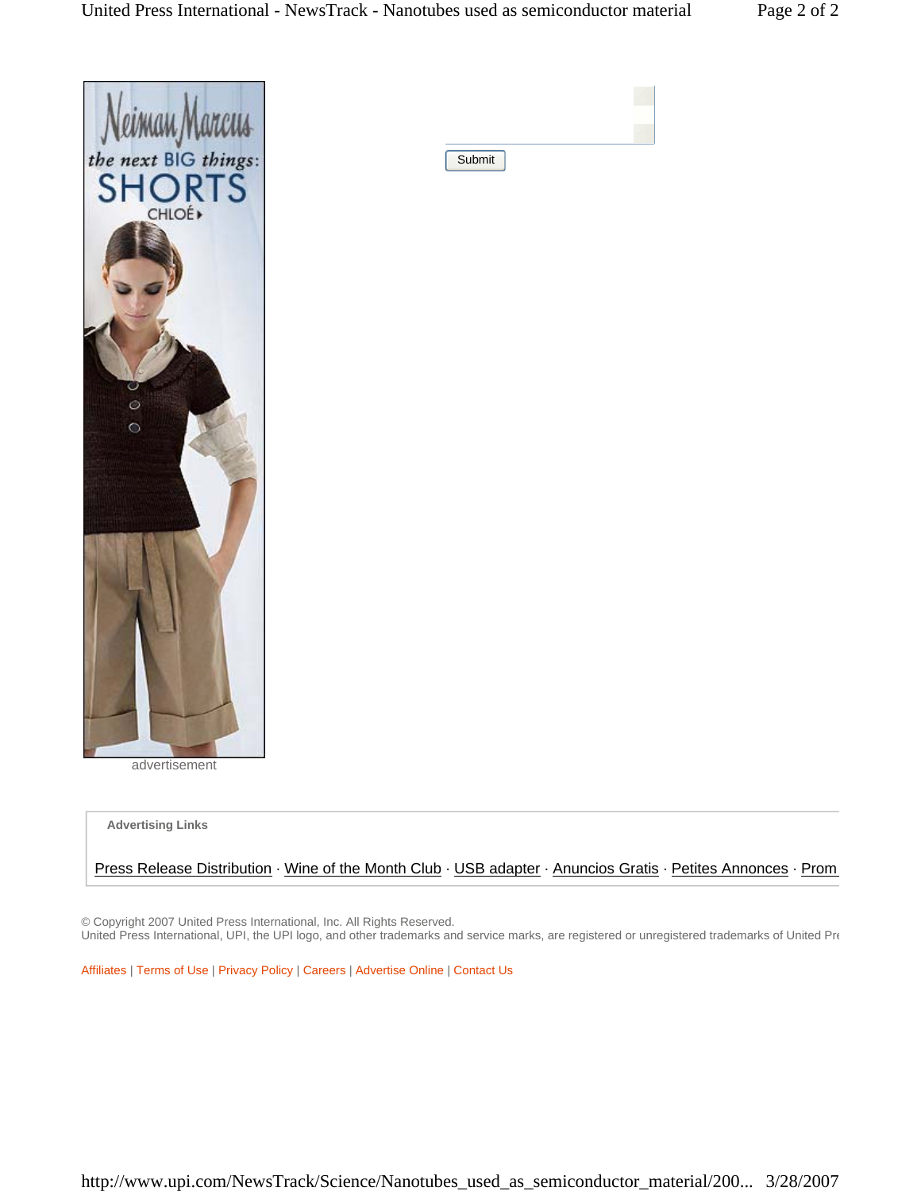Submit

advertisement

**Advertising Links**

Press Release Distribution · Wine of the Month Club · USB adapter · Anuncios Gratis · Petites Annonces · Prom

© Copyright 2007 United Press International, Inc. All Rights Reserved.
United Press International, UPI, the UPI logo, and other trademarks and service marks, are registered or unregistered trademarks of United Pre

Affiliates | Terms of Use | Privacy Policy | Careers | Advertise Online | Contact Us